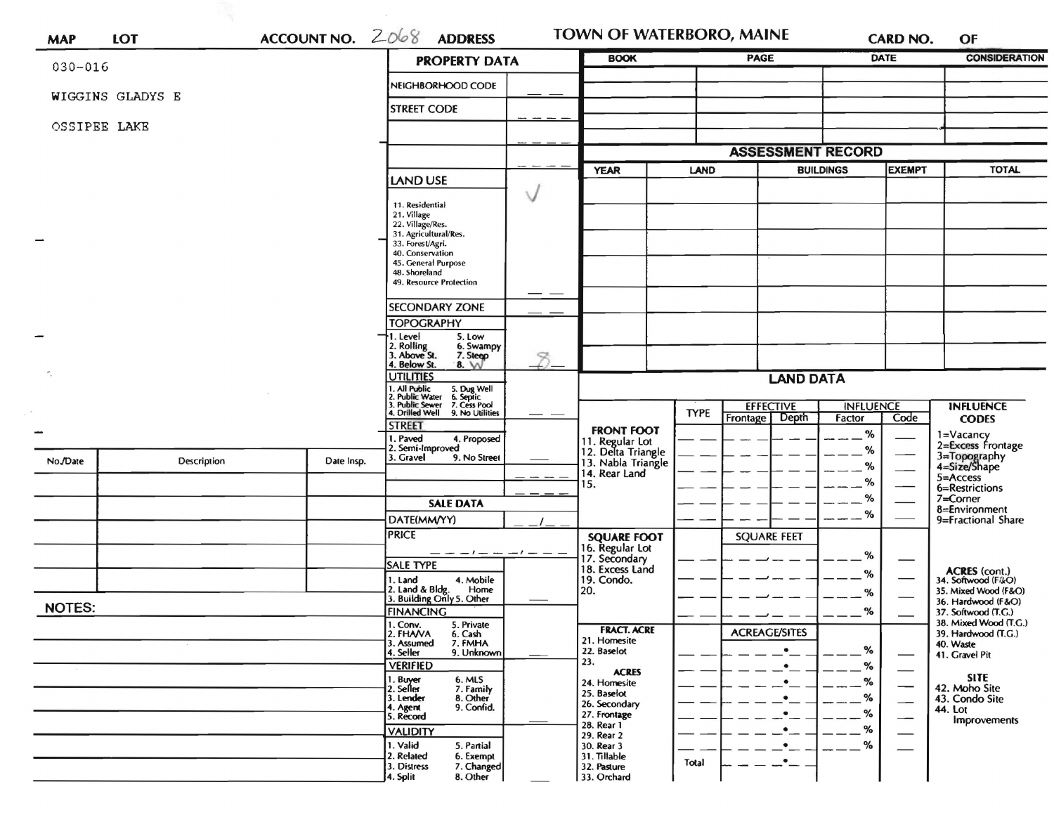| MAP | LOT | ACCOUNT NO. 2068 | ADDRESS | TOWN OF WATERBORO, MAINE | CARD NO. | OF |
|---|---|---|---|---|---|---|

030-016

WIGGINS GLADYS E

OSSIPEE LAKE

## PROPERTY DATA

| Field | Value |
|---|---|
| NEIGHBORHOOD CODE | __ __ |
| STREET CODE | __ __ __ |
| | __ __ __ |
| | __ __ __ |
| LAND USE | √ |
| 11. Residential<br>21. Village<br>22. Village/Res.<br>31. Agricultural/Res.<br>33. Forest/Agri.<br>40. Conservation<br>45. General Purpose<br>48. Shoreland<br>49. Resource Protection | __ __ |
| SECONDARY ZONE | __ __ |
| TOPOGRAPHY<br>1. Level 5. Low<br>2. Rolling 6. Swampy<br>3. Above St. 7. Steep<br>4. Below St. 8. W | 8 |
| UTILITIES<br>1. All Public 5. Dug Well<br>2. Public Water 6. Septic<br>3. Public Sewer 7. Cess Pool<br>4. Drilled Well 9. No Utilities | __ __ |
| STREET<br>1. Paved 4. Proposed<br>2. Semi-Improved<br>3. Gravel 9. No Street | __ |
| | __ __ __ |
| | __ __ __ |

## SALE DATA

| Field | Value |
|---|---|
| DATE(MM/YY) | __/__ |
| PRICE | __ __ __/__ __ __/__ __ __ |
| SALE TYPE<br>1. Land 4. Mobile<br>2. Land & Bldg. Home<br>3. Building Only 5. Other | __ |
| FINANCING<br>1. Conv. 5. Private<br>2. FHA/VA 6. Cash<br>3. Assumed 7. FMHA<br>4. Seller 9. Unknown | __ |
| VERIFIED<br>1. Buyer 6. MLS<br>2. Seller 7. Family<br>3. Lender 8. Other<br>4. Agent 9. Confid.<br>5. Record | __ |
| VALIDITY<br>1. Valid 5. Partial<br>2. Related 6. Exempt<br>3. Distress 7. Changed<br>4. Split 8. Other | __ |

| BOOK | PAGE | DATE | CONSIDERATION |
|---|---|---|---|
| | | | |
| | | | |
| | | | |
| | | | |
| | | | |

## ASSESSMENT RECORD

| YEAR | LAND | BUILDINGS | EXEMPT | TOTAL |
|---|---|---|---|---|
| | | | | |
| | | | | |
| | | | | |
| | | | | |
| | | | | |
| | | | | |
| | | | | |
| | | | | |

## LAND DATA

| | TYPE | EFFECTIVE Frontage | EFFECTIVE Depth | INFLUENCE Factor | INFLUENCE Code |
|---|---|---|---|---|---|
| **FRONT FOOT** | | | | | |
| 11. Regular Lot | | | | % | |
| 12. Delta Triangle | | | | % | |
| 13. Nabla Triangle | | | | % | |
| 14. Rear Land | | | | % | |
| 15. | | | | % | |
| | | | | % | |

| | TYPE | SQUARE FEET | INFLUENCE Factor | INFLUENCE Code |
|---|---|---|---|---|
| **SQUARE FOOT** | | | | |
| 16. Regular Lot | | | % | |
| 17. Secondary | | | % | |
| 18. Excess Land | | | % | |
| 19. Condo. | | | % | |
| 20. | | | | |

| | TYPE | ACREAGE/SITES | INFLUENCE Factor | INFLUENCE Code |
|---|---|---|---|---|
| **FRACT. ACRE** | | | | |
| 21. Homesite | | . | % | |
| 22. Baselot | | . | % | |
| 23. | | . | % | |
| **ACRES** | | | | |
| 24. Homesite | | . | % | |
| 25. Baselot | | . | % | |
| 26. Secondary | | . | % | |
| 27. Frontage | | . | % | |
| 28. Rear 1 | | . | % | |
| 29. Rear 2 | | . | | |
| 30. Rear 3 | | . | | |
| 31. Tillable | Total | . | | |
| 32. Pasture | | | | |
| 33. Orchard | | | | |

**INFLUENCE CODES**
1=Vacancy
2=Excess Frontage
3=Topography
4=Size/Shape
5=Access
6=Restrictions
7=Corner
8=Environment
9=Fractional Share

**ACRES (cont.)**
34. Softwood (F&O)
35. Mixed Wood (F&O)
36. Hardwood (F&O)
37. Softwood (T.G.)
38. Mixed Wood (T.G.)
39. Hardwood (T.G.)
40. Waste
41. Gravel Pit

**SITE**
42. Moho Site
43. Condo Site
44. Lot Improvements

| No./Date | Description | Date Insp. |
|---|---|---|
| | | |
| | | |
| | | |
| | | |
| | | |

**NOTES:**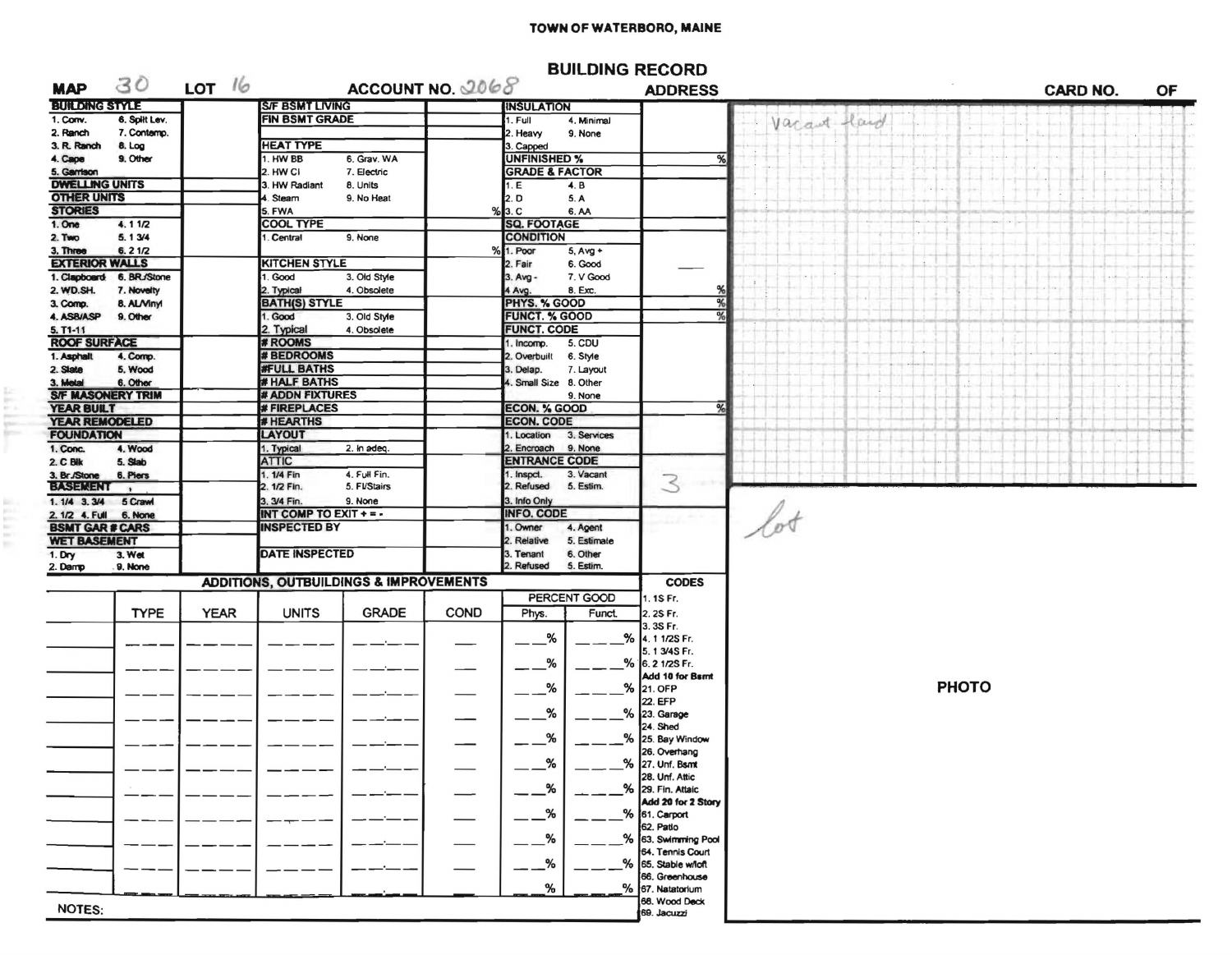**TOWN OF WATERBORO, MAINE**

## BUILDING RECORD

MAP 30 LOT 16 ACCOUNT NO. 2068 ADDRESS CARD NO. OF

| | | | | | |
|---|---|---|---|---|---|
| **BUILDING STYLE** | | **S/F BSMT LIVING** | | **INSULATION** | |
| 1. Conv. 6. Split Lev. | | **FIN BSMT GRADE** | | 1. Full 4. Minimal | |
| 2. Ranch 7. Contemp. | | | | 2. Heavy 9. None | |
| 3. R. Ranch 8. Log | | **HEAT TYPE** | | 3. Capped | |
| 4. Cape 9. Other | | 1. HW BB 6. Grav. WA | | **UNFINISHED %** | % |
| 5. Garrison | | 2. HW CI 7. Electric | | **GRADE & FACTOR** | |
| **DWELLING UNITS** | | 3. HW Radiant 8. Units | | 1. E 4. B | |
| **OTHER UNITS** | | 4. Steam 9. No Heat | | 2. D 5. A | |
| **STORIES** | | 5. FWA | % | 3. C 6. AA | |
| 1. One 4. 1 1/2 | | **COOL TYPE** | | **SQ. FOOTAGE** | |
| 2. Two 5. 1 3/4 | | 1. Central 9. None | | **CONDITION** | |
| 3. Three 6. 2 1/2 | | | % | 1. Poor 5. Avg + | |
| **EXTERIOR WALLS** | | **KITCHEN STYLE** | | 2. Fair 6. Good | — |
| 1. Clapboard 6. BR/Stone | | 1. Good 3. Old Style | | 3. Avg - 7. V Good | |
| 2. WD.SH. 7. Novelty | | 2. Typical 4. Obsolete | | 4 Avg. 8. Exc. | % |
| 3. Comp. 8. AL/Vinyl | | **BATH(S) STYLE** | | **PHYS. % GOOD** | % |
| 4. ASB/ASP 9. Other | | 1. Good 3. Old Style | | **FUNCT. % GOOD** | % |
| 5. T1-11 | | 2. Typical 4. Obsolete | | **FUNCT. CODE** | |
| **ROOF SURFACE** | | **# ROOMS** | | 1. Incomp. 5. CDU | |
| 1. Asphalt 4. Comp. | | **# BEDROOMS** | | 2. Overbuilt 6. Style | |
| 2. Slate 5. Wood | | **#FULL BATHS** | | 3. Delap. 7. Layout | |
| 3. Metal 6. Other | | **# HALF BATHS** | | 4. Small Size 8. Other | |
| **S/F MASONERY TRIM** | | **# ADDN FIXTURES** | | 9. None | |
| **YEAR BUILT** | | **# FIREPLACES** | | **ECON. % GOOD** | % |
| **YEAR REMODELED** | | **# HEARTHS** | | **ECON. CODE** | |
| **FOUNDATION** | | **LAYOUT** | | 1. Location 3. Services | |
| 1. Conc. 4. Wood | | 1. Typical 2. In adeq. | | 2. Encroach 9. None | |
| 2. C Blk 5. Slab | | **ATTIC** | | **ENTRANCE CODE** | |
| 3. Br./Stone 6. Piers | | 1. 1/4 Fin 4. Full Fin. | | 1. Inspct. 3. Vacant | 3 |
| **BASEMENT** | | 2. 1/2 Fin. 5. Fl/Stairs | | 2. Refused 5. Estim. | |
| 1. 1/4 3. 3/4 5 Crawl | | 3. 3/4 Fin. 9. None | | 3. Info Only | |
| 2. 1/2 4. Full 6. None | | **INT COMP TO EXIT + = -** | | **INFO. CODE** | |
| **BSMT GAR # CARS** | | **INSPECTED BY** | | 1. Owner 4. Agent | |
| **WET BASEMENT** | | | | 2. Relative 5. Estimate | |
| 1. Dry 3. Wet | | **DATE INSPECTED** | | 3. Tenant 6. Other | |
| 2. Damp 9. None | | | | 2. Refused 5. Estim. | |

vacant land

lot

### ADDITIONS, OUTBUILDINGS & IMPROVEMENTS

| | TYPE | YEAR | UNITS | GRADE | COND | PERCENT GOOD Phys. | Funct. |
|---|---|---|---|---|---|---|---|
| | | | | | | % | % |
| | | | | | | % | % |
| | | | | | | % | % |
| | | | | | | % | % |
| | | | | | | % | % |
| | | | | | | % | % |
| | | | | | | % | % |
| | | | | | | % | % |
| | | | | | | % | % |
| | | | | | | % | % |
| | | | | | | % | % |

**CODES**
1. 1S Fr.
2. 2S Fr.
3. 3S Fr.
4. 1 1/2S Fr.
5. 1 3/4S Fr.
6. 2 1/2S Fr.
**Add 10 for Bsmt**
21. OFP
22. EFP
23. Garage
24. Shed
25. Bay Window
26. Overhang
27. Unf. Bsmt
28. Unf. Attic
29. Fin. Attaic
**Add 20 for 2 Story**
61. Carport
62. Patio
63. Swimming Pool
64. Tennis Court
65. Stable w/loft
66. Greenhouse
67. Natatorium
68. Wood Deck
69. Jacuzzi

NOTES:

PHOTO